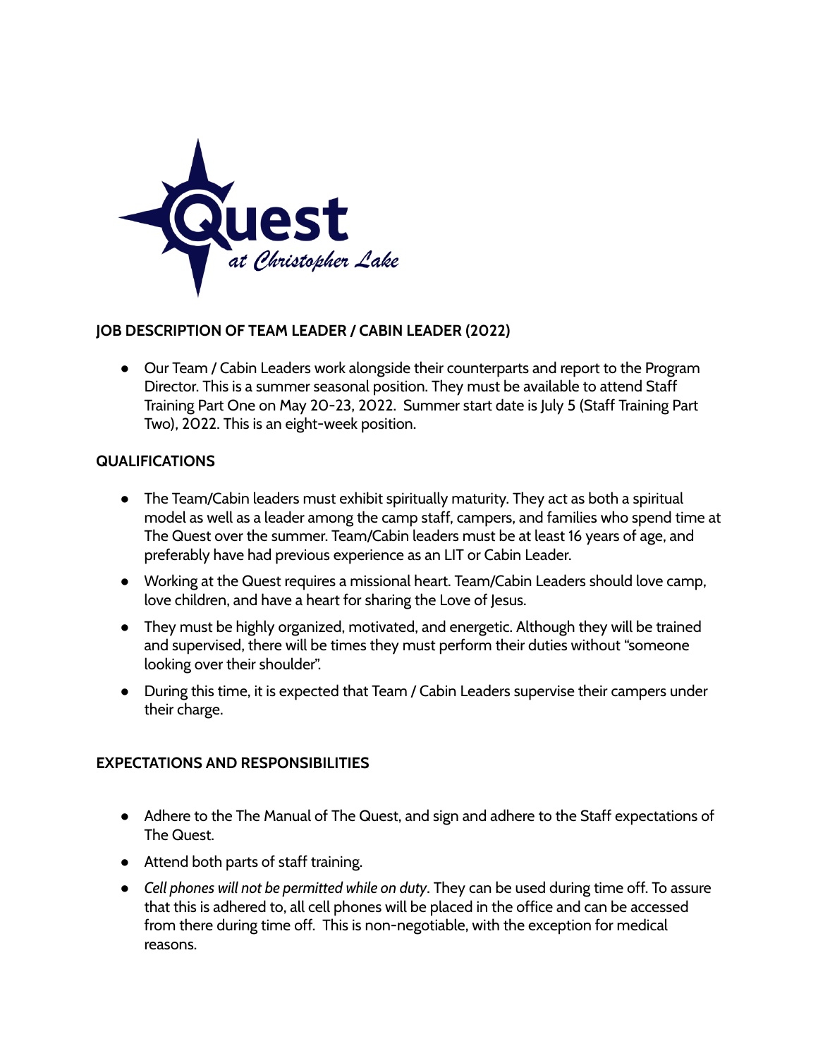Quest at Christopher Lake

**JOB DESCRIPTION OF TEAM LEADER / CABIN LEADER (2022)**

- Our Team / Cabin Leaders work alongside their counterparts and report to the Program Director. This is a summer seasonal position. They must be available to attend Staff Training Part One on May 20-23, 2022. Summer start date is July 5 (Staff Training Part Two), 2022. This is an eight-week position.

**QUALIFICATIONS**

- The Team/Cabin leaders must exhibit spiritually maturity. They act as both a spiritual model as well as a leader among the camp staff, campers, and families who spend time at The Quest over the summer. Team/Cabin leaders must be at least 16 years of age, and preferably have had previous experience as an LIT or Cabin Leader.
- Working at the Quest requires a missional heart. Team/Cabin Leaders should love camp, love children, and have a heart for sharing the Love of Jesus.
- They must be highly organized, motivated, and energetic. Although they will be trained and supervised, there will be times they must perform their duties without "someone looking over their shoulder".
- During this time, it is expected that Team / Cabin Leaders supervise their campers under their charge.

**EXPECTATIONS AND RESPONSIBILITIES**

- Adhere to the The Manual of The Quest, and sign and adhere to the Staff expectations of The Quest.
- Attend both parts of staff training.
- *Cell phones will not be permitted while on duty*. They can be used during time off. To assure that this is adhered to, all cell phones will be placed in the office and can be accessed from there during time off. This is non-negotiable, with the exception for medical reasons.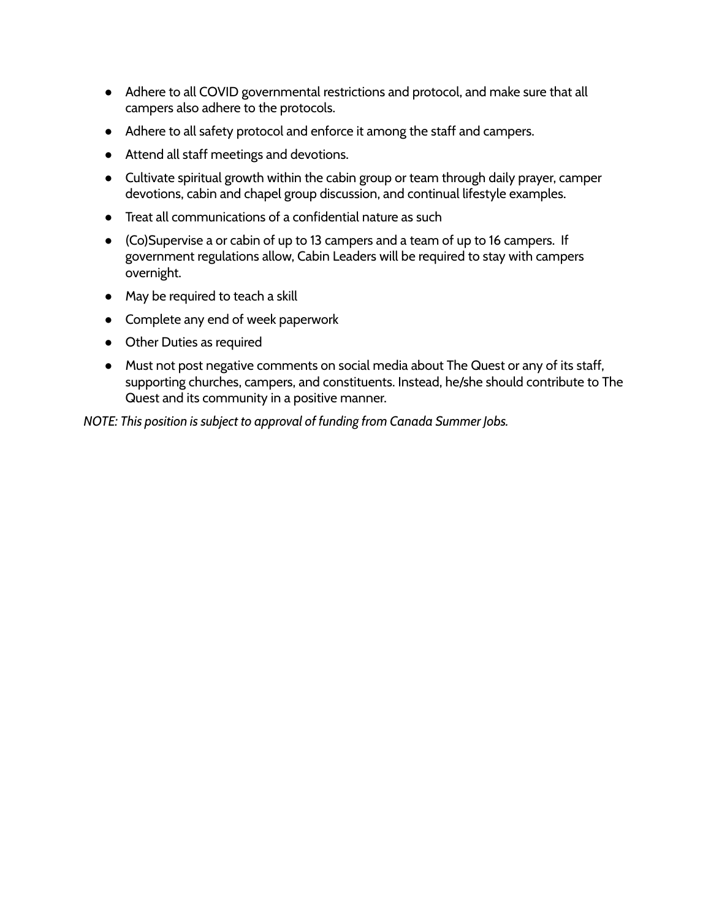- Adhere to all COVID governmental restrictions and protocol, and make sure that all campers also adhere to the protocols.
- Adhere to all safety protocol and enforce it among the staff and campers.
- Attend all staff meetings and devotions.
- Cultivate spiritual growth within the cabin group or team through daily prayer, camper devotions, cabin and chapel group discussion, and continual lifestyle examples.
- Treat all communications of a confidential nature as such
- (Co)Supervise a or cabin of up to 13 campers and a team of up to 16 campers. If government regulations allow, Cabin Leaders will be required to stay with campers overnight.
- May be required to teach a skill
- Complete any end of week paperwork
- Other Duties as required
- Must not post negative comments on social media about The Quest or any of its staff, supporting churches, campers, and constituents. Instead, he/she should contribute to The Quest and its community in a positive manner.

*NOTE: This position is subject to approval of funding from Canada Summer Jobs.*